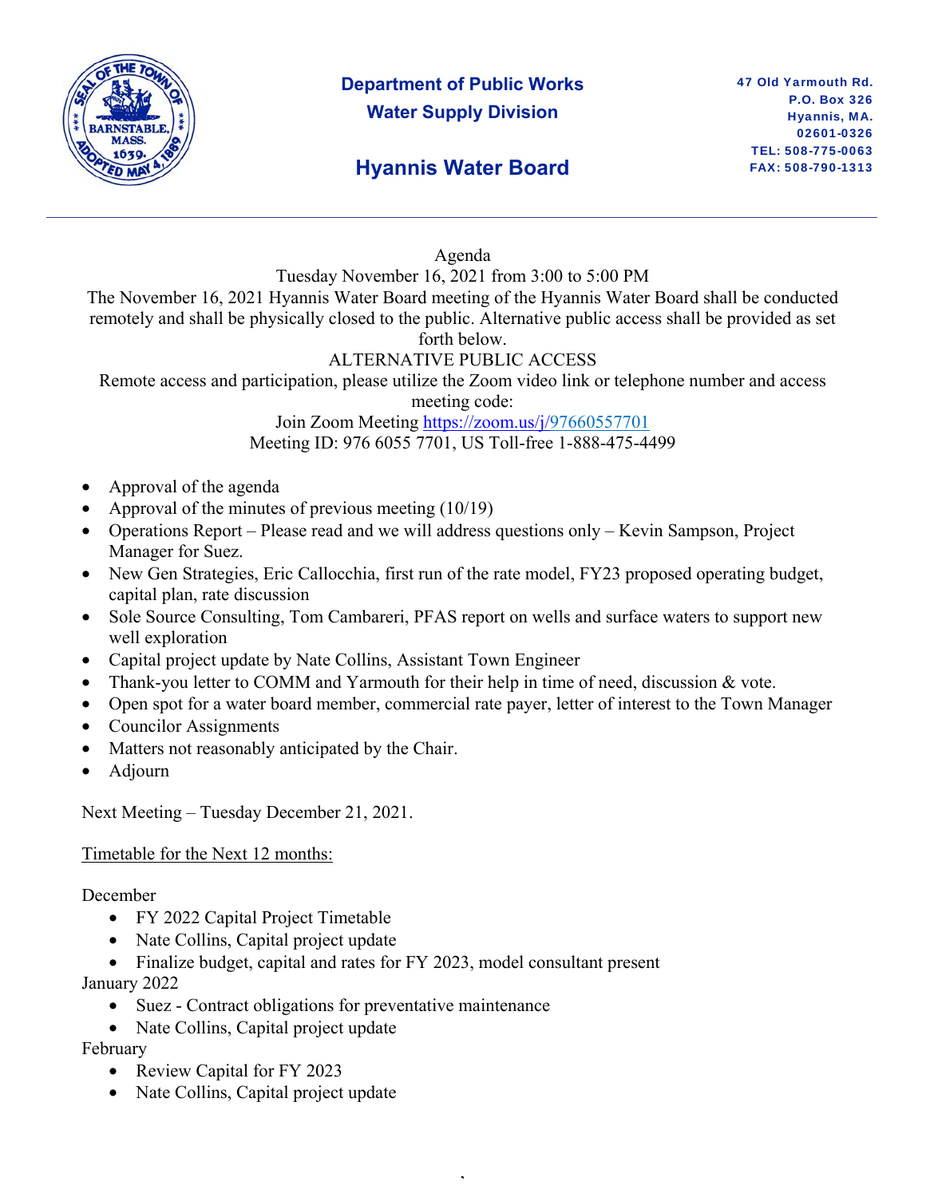**Department of Public Works**
**Water Supply Division**

## Hyannis Water Board

47 Old Yarmouth Rd.
P.O. Box 326
Hyannis, MA.
02601-0326
TEL: 508-775-0063
FAX: 508-790-1313

---

Agenda
Tuesday November 16, 2021 from 3:00 to 5:00 PM
The November 16, 2021 Hyannis Water Board meeting of the Hyannis Water Board shall be conducted remotely and shall be physically closed to the public. Alternative public access shall be provided as set forth below.
ALTERNATIVE PUBLIC ACCESS
Remote access and participation, please utilize the Zoom video link or telephone number and access meeting code:
Join Zoom Meeting https://zoom.us/j/97660557701
Meeting ID: 976 6055 7701, US Toll-free 1-888-475-4499

- Approval of the agenda
- Approval of the minutes of previous meeting (10/19)
- Operations Report – Please read and we will address questions only – Kevin Sampson, Project Manager for Suez.
- New Gen Strategies, Eric Callocchia, first run of the rate model, FY23 proposed operating budget, capital plan, rate discussion
- Sole Source Consulting, Tom Cambareri, PFAS report on wells and surface waters to support new well exploration
- Capital project update by Nate Collins, Assistant Town Engineer
- Thank-you letter to COMM and Yarmouth for their help in time of need, discussion & vote.
- Open spot for a water board member, commercial rate payer, letter of interest to the Town Manager
- Councilor Assignments
- Matters not reasonably anticipated by the Chair.
- Adjourn

Next Meeting – Tuesday December 21, 2021.

<u>Timetable for the Next 12 months:</u>

December
- FY 2022 Capital Project Timetable
- Nate Collins, Capital project update
- Finalize budget, capital and rates for FY 2023, model consultant present

January 2022
- Suez - Contract obligations for preventative maintenance
- Nate Collins, Capital project update

February
- Review Capital for FY 2023
- Nate Collins, Capital project update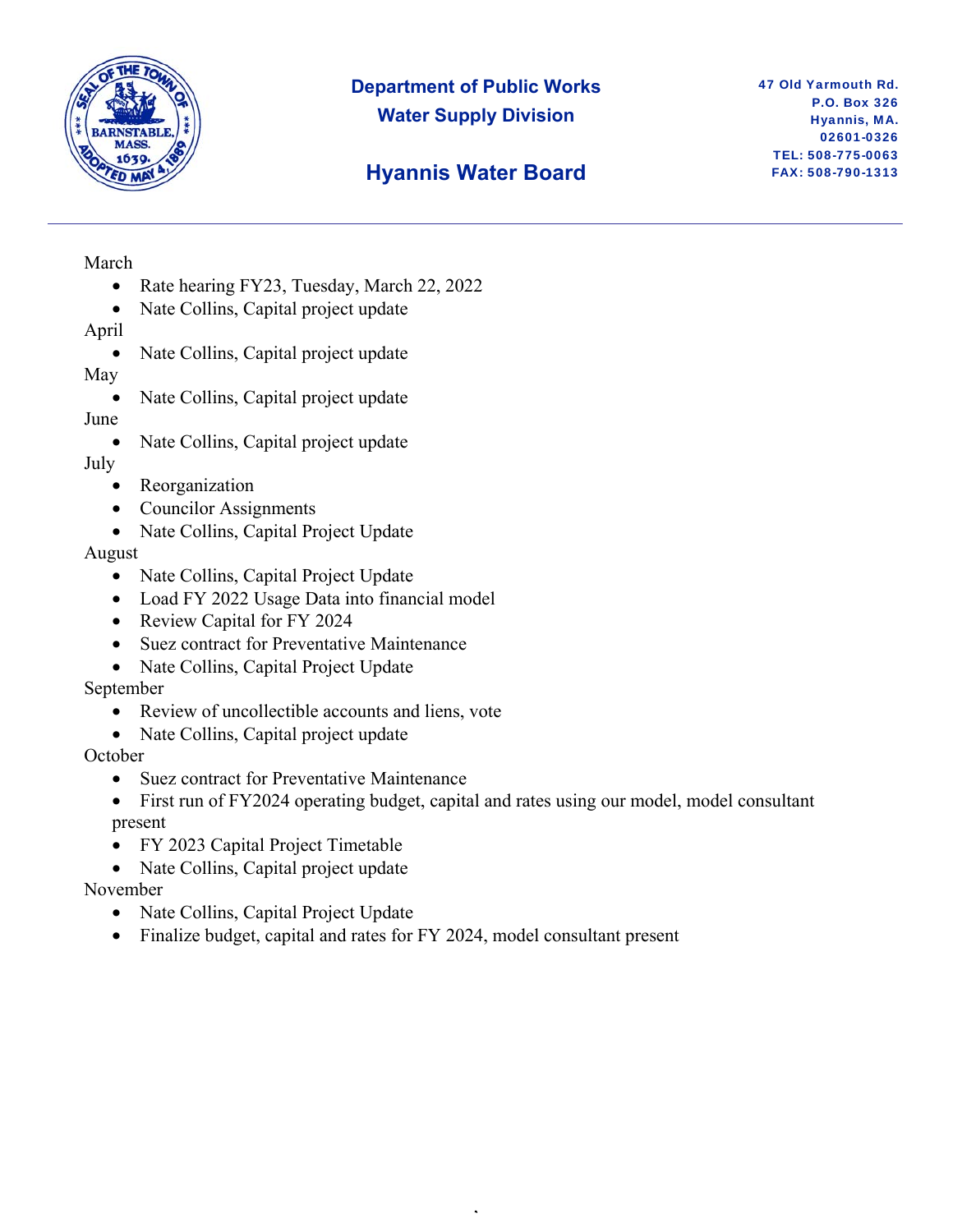Department of Public Works
Water Supply Division

Hyannis Water Board

47 Old Yarmouth Rd.
P.O. Box 326
Hyannis, MA.
02601-0326
TEL: 508-775-0063
FAX: 508-790-1313

March

- Rate hearing FY23, Tuesday, March 22, 2022
- Nate Collins, Capital project update

April

- Nate Collins, Capital project update

May

- Nate Collins, Capital project update

June

- Nate Collins, Capital project update

July

- Reorganization
- Councilor Assignments
- Nate Collins, Capital Project Update

August

- Nate Collins, Capital Project Update
- Load FY 2022 Usage Data into financial model
- Review Capital for FY 2024
- Suez contract for Preventative Maintenance
- Nate Collins, Capital Project Update

September

- Review of uncollectible accounts and liens, vote
- Nate Collins, Capital project update

October

- Suez contract for Preventative Maintenance
- First run of FY2024 operating budget, capital and rates using our model, model consultant present
- FY 2023 Capital Project Timetable
- Nate Collins, Capital project update

November

- Nate Collins, Capital Project Update
- Finalize budget, capital and rates for FY 2024, model consultant present